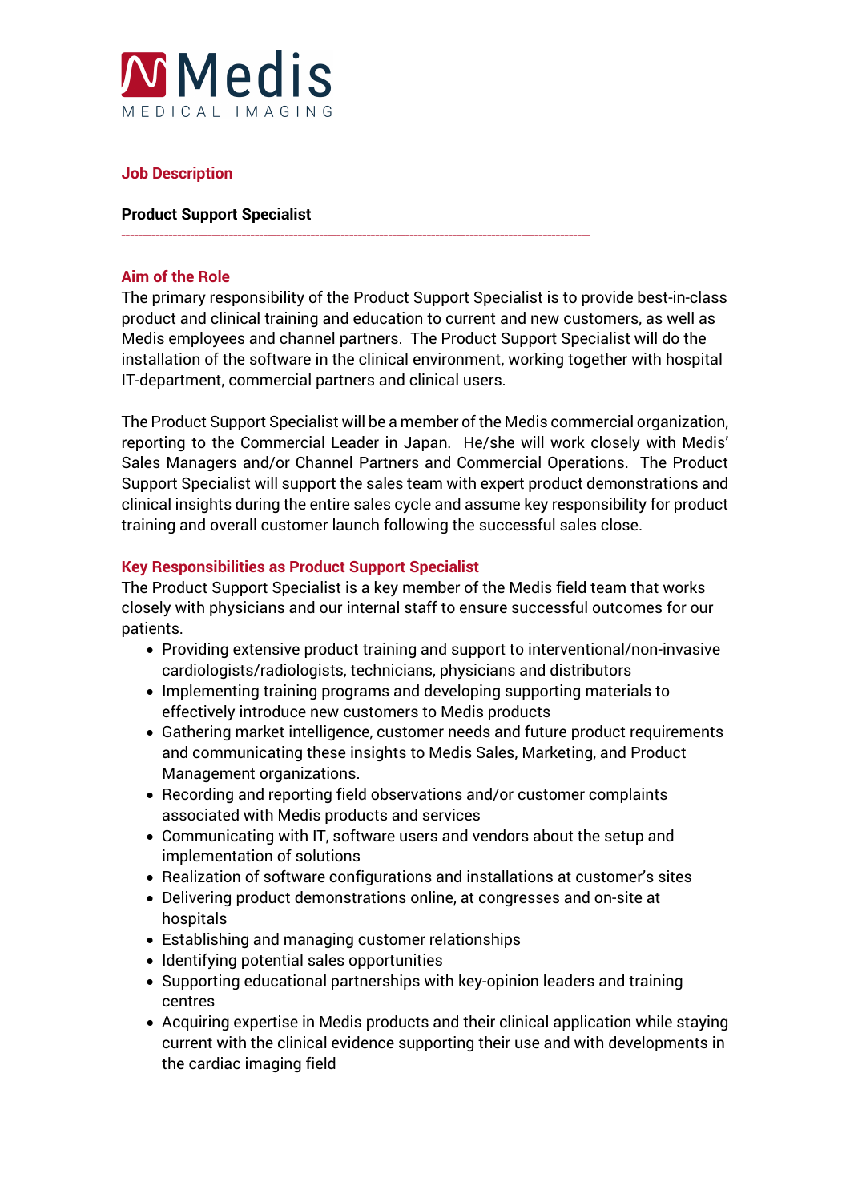Medis
MEDICAL IMAGING

## Job Description

**Product Support Specialist**

---

### Aim of the Role

The primary responsibility of the Product Support Specialist is to provide best-in-class product and clinical training and education to current and new customers, as well as Medis employees and channel partners. The Product Support Specialist will do the installation of the software in the clinical environment, working together with hospital IT-department, commercial partners and clinical users.

The Product Support Specialist will be a member of the Medis commercial organization, reporting to the Commercial Leader in Japan. He/she will work closely with Medis' Sales Managers and/or Channel Partners and Commercial Operations. The Product Support Specialist will support the sales team with expert product demonstrations and clinical insights during the entire sales cycle and assume key responsibility for product training and overall customer launch following the successful sales close.

### Key Responsibilities as Product Support Specialist

The Product Support Specialist is a key member of the Medis field team that works closely with physicians and our internal staff to ensure successful outcomes for our patients.

- Providing extensive product training and support to interventional/non-invasive cardiologists/radiologists, technicians, physicians and distributors
- Implementing training programs and developing supporting materials to effectively introduce new customers to Medis products
- Gathering market intelligence, customer needs and future product requirements and communicating these insights to Medis Sales, Marketing, and Product Management organizations.
- Recording and reporting field observations and/or customer complaints associated with Medis products and services
- Communicating with IT, software users and vendors about the setup and implementation of solutions
- Realization of software configurations and installations at customer's sites
- Delivering product demonstrations online, at congresses and on-site at hospitals
- Establishing and managing customer relationships
- Identifying potential sales opportunities
- Supporting educational partnerships with key-opinion leaders and training centres
- Acquiring expertise in Medis products and their clinical application while staying current with the clinical evidence supporting their use and with developments in the cardiac imaging field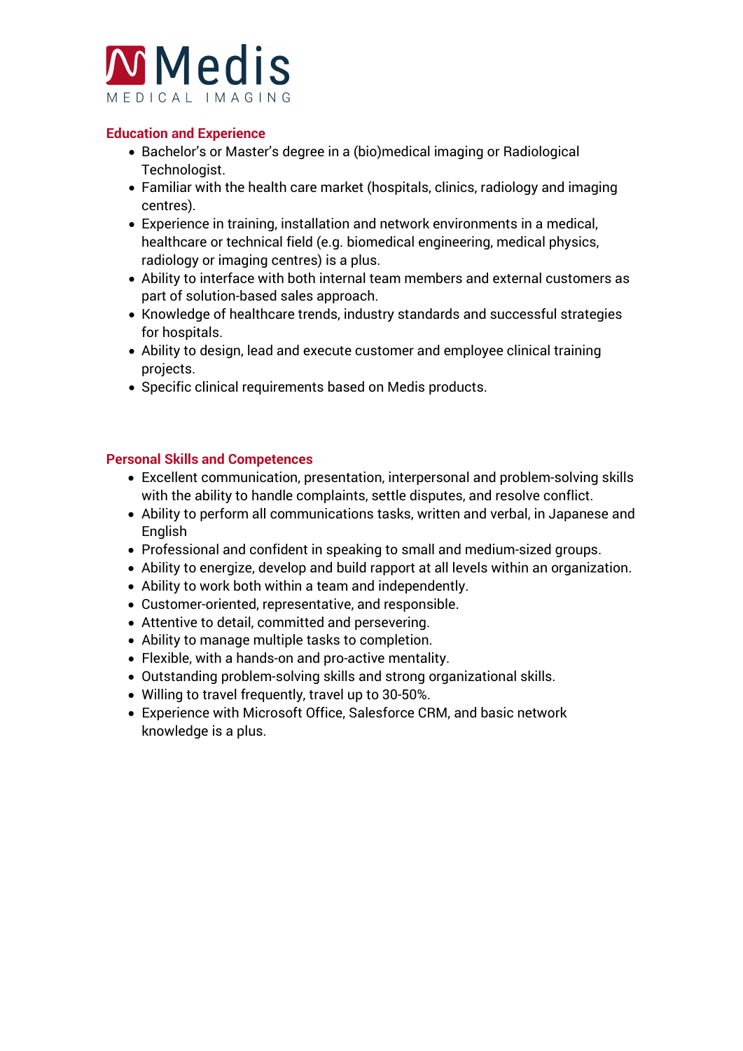## Education and Experience

- Bachelor's or Master's degree in a (bio)medical imaging or Radiological Technologist.
- Familiar with the health care market (hospitals, clinics, radiology and imaging centres).
- Experience in training, installation and network environments in a medical, healthcare or technical field (e.g. biomedical engineering, medical physics, radiology or imaging centres) is a plus.
- Ability to interface with both internal team members and external customers as part of solution-based sales approach.
- Knowledge of healthcare trends, industry standards and successful strategies for hospitals.
- Ability to design, lead and execute customer and employee clinical training projects.
- Specific clinical requirements based on Medis products.

## Personal Skills and Competences

- Excellent communication, presentation, interpersonal and problem-solving skills with the ability to handle complaints, settle disputes, and resolve conflict.
- Ability to perform all communications tasks, written and verbal, in Japanese and English
- Professional and confident in speaking to small and medium-sized groups.
- Ability to energize, develop and build rapport at all levels within an organization.
- Ability to work both within a team and independently.
- Customer-oriented, representative, and responsible.
- Attentive to detail, committed and persevering.
- Ability to manage multiple tasks to completion.
- Flexible, with a hands-on and pro-active mentality.
- Outstanding problem-solving skills and strong organizational skills.
- Willing to travel frequently, travel up to 30-50%.
- Experience with Microsoft Office, Salesforce CRM, and basic network knowledge is a plus.